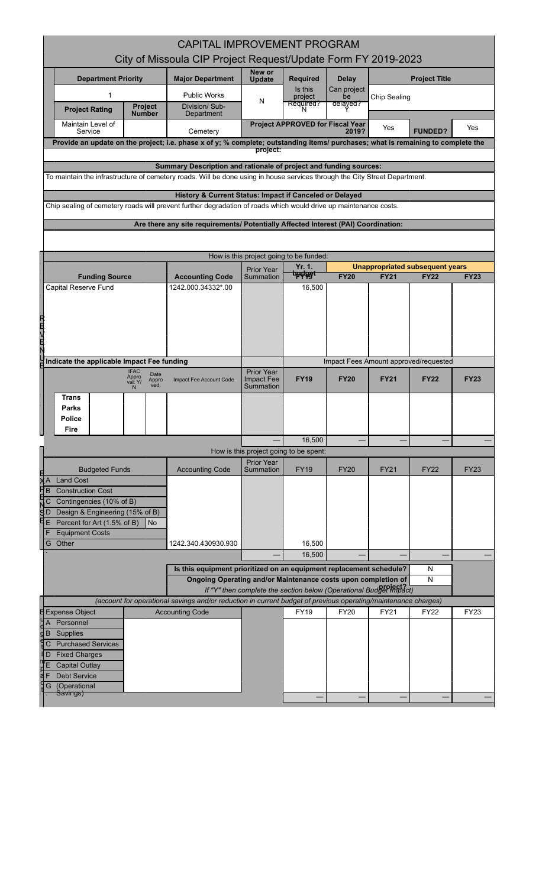# CAPITAL IMPROVEMENT PROGRAM

## City of Missoula CIP Project Request/Update Form FY 2019-2023

| Department Priority | | Major Department | New or Update | Required | Delay | Project Title |
|---|---|---|---|---|---|---|
| 1 | | Public Works | N | Is this project Required? N | Can project be delayed? Y | Chip Sealing |
| Project Rating | Project Number | Division/ Sub-Department | | | | |
| Maintain Level of Service | | Cemetery | Project APPROVED for Fiscal Year 2019? | | Yes | FUNDED? Yes |

**Provide an update on the project; i.e. phase x of y; % complete; outstanding items/ purchases; what is remaining to complete the project:**

**Summary Description and rationale of project and funding sources:**

To maintain the infrastructure of cemetery roads. Will be done using in house services through the City Street Department.

**History & Current Status: Impact if Canceled or Delayed**

Chip sealing of cemetery roads will prevent further degradation of roads which would drive up maintenance costs.

**Are there any site requirements/ Potentially Affected Interest (PAI) Coordination:**

### REVENUE

How is this project going to be funded:

| Funding Source | Accounting Code | Prior Year Summation | Yr. 1. budget FY19 | FY20 | FY21 | FY22 | FY23 |
|---|---|---|---|---|---|---|---|
| | | | | Unappropriated subsequent years | | | |
| Capital Reserve Fund | 1242.000.34332*.00 | | 16,500 | | | | |

Indicate the applicable Impact Fee funding

| | IFAC Approval: Y/N | Date Approved: | Impact Fee Account Code | Prior Year Impact Fee Summation | FY19 | FY20 | FY21 | FY22 | FY23 |
|---|---|---|---|---|---|---|---|---|---|
| | | | | | Impact Fees Amount approved/requested | | | | |
| Trans | | | | | | | | | |
| Parks | | | | | | | | | |
| Police | | | | | | | | | |
| Fire | | | | | | | | | |
| | | | | — | 16,500 | — | — | — | — |

### EXPENSES

How is this project going to be spent:

| | Budgeted Funds | Accounting Code | Prior Year Summation | FY19 | FY20 | FY21 | FY22 | FY23 |
|---|---|---|---|---|---|---|---|---|
| A | Land Cost | | | | | | | |
| B | Construction Cost | | | | | | | |
| C | Contingencies (10% of B) | | | | | | | |
| D | Design & Engineering (15% of B) | | | | | | | |
| E | Percent for Art (1.5% of B) No | | | | | | | |
| F | Equipment Costs | | | | | | | |
| G | Other | 1242.340.430930.930 | | 16,500 | | | | |
| | | | — | 16,500 | — | — | — | — |

Is this equipment prioritized on an equipment replacement schedule? N

Ongoing Operating and/or Maintenance costs upon completion of project? N

*If "Y" then complete the section below (Operational Budget Impact)*

### Operational Budget Impact

*(account for operational savings and/or reduction in current budget of previous operating/maintenance charges)*

| | Expense Object | Accounting Code | | FY19 | FY20 | FY21 | FY22 | FY23 |
|---|---|---|---|---|---|---|---|---|
| A | Personnel | | | | | | | |
| B | Supplies | | | | | | | |
| C | Purchased Services | | | | | | | |
| D | Fixed Charges | | | | | | | |
| E | Capital Outlay | | | | | | | |
| F | Debt Service | | | | | | | |
| G | (Operational Savings) | | | | | | | |
| | | | | — | — | — | — | — |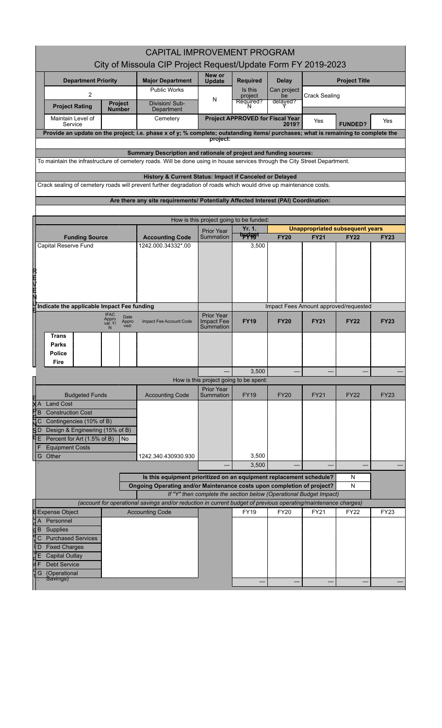# CAPITAL IMPROVEMENT PROGRAM

## City of Missoula CIP Project Request/Update Form FY 2019-2023

| Department Priority | | Major Department | New or Update | Required | Delay | Project Title | |
|---|---|---|---|---|---|---|---|
| 2 | | Public Works | N | Is this project Required? N | Can project be delayed? Y | Crack Sealing | |
| Project Rating | Project Number | Division/ Sub-Department | | | | | |
| Maintain Level of Service | | Cemetery | Project APPROVED for Fiscal Year 2019? | | Yes | FUNDED? | Yes |

**Provide an update on the project; i.e. phase x of y; % complete; outstanding items/ purchases; what is remaining to complete the project:**

**Summary Description and rationale of project and funding sources:**

To maintain the infrastructure of cemetery roads. Will be done using in house services through the City Street Department.

**History & Current Status: Impact if Canceled or Delayed**

Crack sealing of cemetery roads will prevent further degradation of roads which would drive up maintenance costs.

**Are there any site requirements/ Potentially Affected Interest (PAI) Coordination:**

### How is this project going to be funded:

| Funding Source | Accounting Code | Prior Year Summation | Yr. 1. budget FY19 | FY20 | FY21 | FY22 | FY23 |
|---|---|---|---|---|---|---|---|
| Capital Reserve Fund | 1242.000.34332*.00 | | 3,500 | | | | |

Indicate the applicable Impact Fee funding — Impact Fees Amount approved/requested

| | IFAC Approval: Y/N | Date Approved: | Impact Fee Account Code | Prior Year Impact Fee Summation | FY19 | FY20 | FY21 | FY22 | FY23 |
|---|---|---|---|---|---|---|---|---|---|
| Trans | | | | | | | | | |
| Parks | | | | | | | | | |
| Police | | | | | | | | | |
| Fire | | | | | | | | | |
| | | | | — | 3,500 | — | — | — | — |

### How is this project going to be spent:

| Budgeted Funds | | Accounting Code | Prior Year Summation | FY19 | FY20 | FY21 | FY22 | FY23 |
|---|---|---|---|---|---|---|---|---|
| A Land Cost | | | | | | | | |
| B Construction Cost | | | | | | | | |
| C Contingencies (10% of B) | | | | | | | | |
| D Design & Engineering (15% of B) | | | | | | | | |
| E Percent for Art (1.5% of B) | No | | | | | | | |
| F Equipment Costs | | | | | | | | |
| G Other | | 1242.340.430930.930 | | 3,500 | | | | |
| | | | — | 3,500 | — | — | — | — |

| | |
|---|---|
| Is this equipment prioritized on an equipment replacement schedule? | N |
| Ongoing Operating and/or Maintenance costs upon completion of project? | N |

*If "Y" then complete the section below (Operational Budget Impact)*

*(account for operational savings and/or reduction in current budget of previous operating/maintenance charges)*

| Expense Object | Accounting Code | | FY19 | FY20 | FY21 | FY22 | FY23 |
|---|---|---|---|---|---|---|---|
| A Personnel | | | | | | | |
| B Supplies | | | | | | | |
| C Purchased Services | | | | | | | |
| D Fixed Charges | | | | | | | |
| E Capital Outlay | | | | | | | |
| F Debt Service | | | | | | | |
| G (Operational Savings) | | | | | | | |
| | | | — | — | — | — | — |